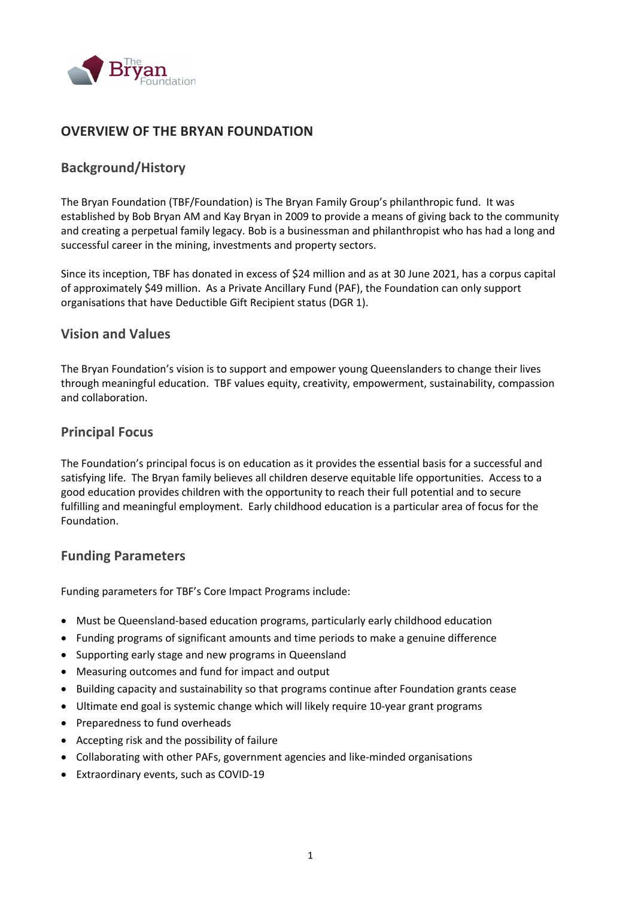# OVERVIEW OF THE BRYAN FOUNDATION

## Background/History

The Bryan Foundation (TBF/Foundation) is The Bryan Family Group's philanthropic fund. It was established by Bob Bryan AM and Kay Bryan in 2009 to provide a means of giving back to the community and creating a perpetual family legacy. Bob is a businessman and philanthropist who has had a long and successful career in the mining, investments and property sectors.

Since its inception, TBF has donated in excess of $24 million and as at 30 June 2021, has a corpus capital of approximately $49 million. As a Private Ancillary Fund (PAF), the Foundation can only support organisations that have Deductible Gift Recipient status (DGR 1).

## Vision and Values

The Bryan Foundation's vision is to support and empower young Queenslanders to change their lives through meaningful education. TBF values equity, creativity, empowerment, sustainability, compassion and collaboration.

## Principal Focus

The Foundation's principal focus is on education as it provides the essential basis for a successful and satisfying life. The Bryan family believes all children deserve equitable life opportunities. Access to a good education provides children with the opportunity to reach their full potential and to secure fulfilling and meaningful employment. Early childhood education is a particular area of focus for the Foundation.

## Funding Parameters

Funding parameters for TBF's Core Impact Programs include:

- Must be Queensland-based education programs, particularly early childhood education
- Funding programs of significant amounts and time periods to make a genuine difference
- Supporting early stage and new programs in Queensland
- Measuring outcomes and fund for impact and output
- Building capacity and sustainability so that programs continue after Foundation grants cease
- Ultimate end goal is systemic change which will likely require 10-year grant programs
- Preparedness to fund overheads
- Accepting risk and the possibility of failure
- Collaborating with other PAFs, government agencies and like-minded organisations
- Extraordinary events, such as COVID-19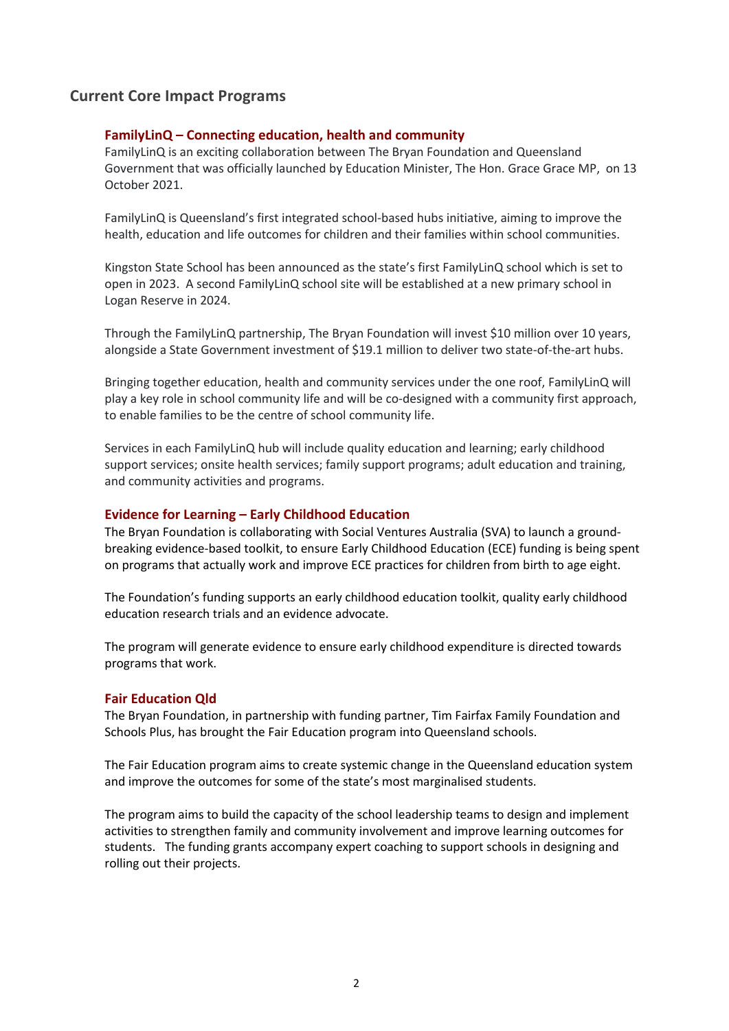## Current Core Impact Programs

### FamilyLinQ – Connecting education, health and community

FamilyLinQ is an exciting collaboration between The Bryan Foundation and Queensland Government that was officially launched by Education Minister, The Hon. Grace Grace MP, on 13 October 2021.

FamilyLinQ is Queensland's first integrated school-based hubs initiative, aiming to improve the health, education and life outcomes for children and their families within school communities.

Kingston State School has been announced as the state's first FamilyLinQ school which is set to open in 2023. A second FamilyLinQ school site will be established at a new primary school in Logan Reserve in 2024.

Through the FamilyLinQ partnership, The Bryan Foundation will invest $10 million over 10 years, alongside a State Government investment of $19.1 million to deliver two state-of-the-art hubs.

Bringing together education, health and community services under the one roof, FamilyLinQ will play a key role in school community life and will be co-designed with a community first approach, to enable families to be the centre of school community life.

Services in each FamilyLinQ hub will include quality education and learning; early childhood support services; onsite health services; family support programs; adult education and training, and community activities and programs.

### Evidence for Learning – Early Childhood Education

The Bryan Foundation is collaborating with Social Ventures Australia (SVA) to launch a ground-breaking evidence-based toolkit, to ensure Early Childhood Education (ECE) funding is being spent on programs that actually work and improve ECE practices for children from birth to age eight.

The Foundation's funding supports an early childhood education toolkit, quality early childhood education research trials and an evidence advocate.

The program will generate evidence to ensure early childhood expenditure is directed towards programs that work.

### Fair Education Qld

The Bryan Foundation, in partnership with funding partner, Tim Fairfax Family Foundation and Schools Plus, has brought the Fair Education program into Queensland schools.

The Fair Education program aims to create systemic change in the Queensland education system and improve the outcomes for some of the state's most marginalised students.

The program aims to build the capacity of the school leadership teams to design and implement activities to strengthen family and community involvement and improve learning outcomes for students. The funding grants accompany expert coaching to support schools in designing and rolling out their projects.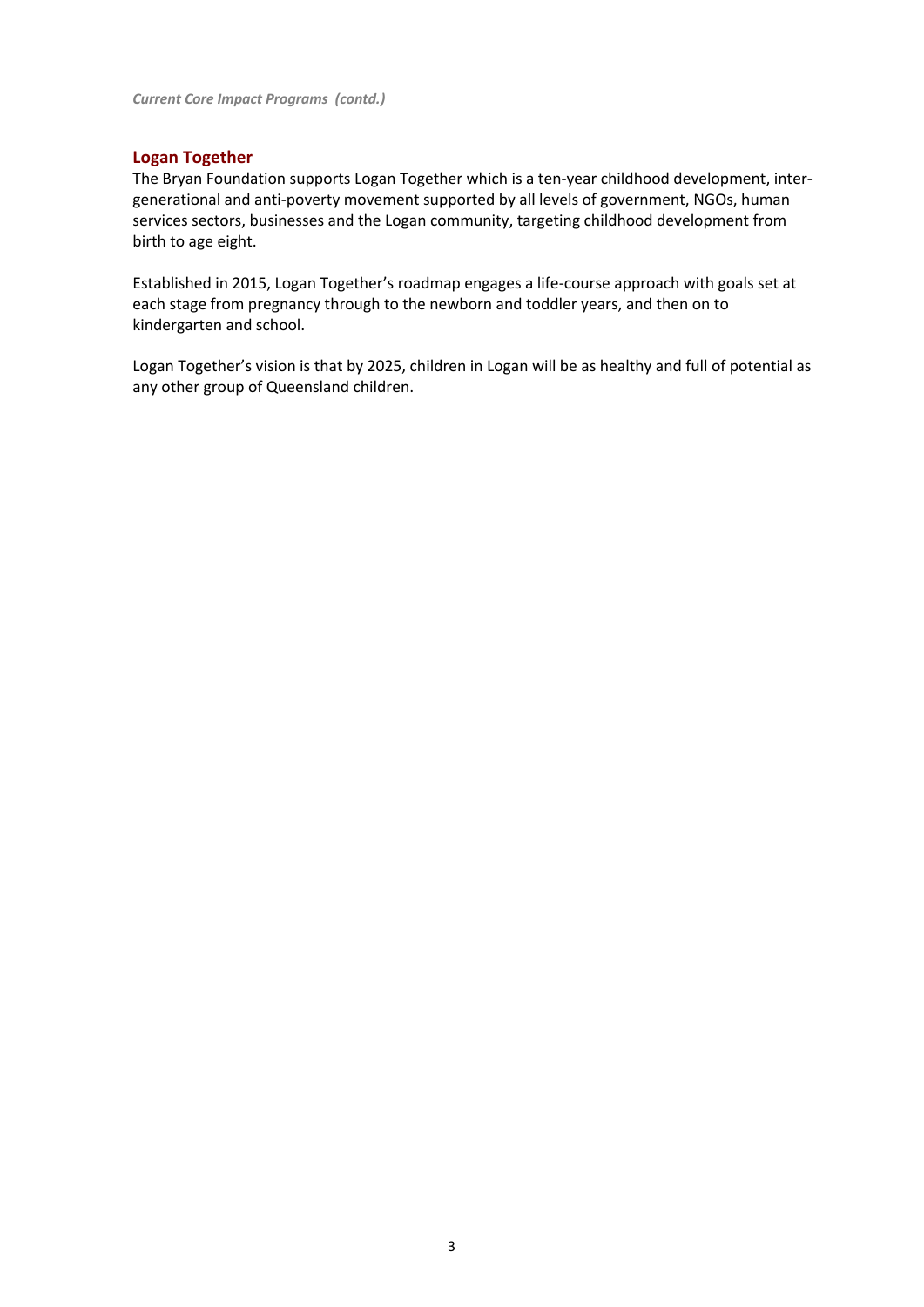*Current Core Impact Programs (contd.)*

## Logan Together

The Bryan Foundation supports Logan Together which is a ten-year childhood development, inter-generational and anti-poverty movement supported by all levels of government, NGOs, human services sectors, businesses and the Logan community, targeting childhood development from birth to age eight.

Established in 2015, Logan Together's roadmap engages a life-course approach with goals set at each stage from pregnancy through to the newborn and toddler years, and then on to kindergarten and school.

Logan Together's vision is that by 2025, children in Logan will be as healthy and full of potential as any other group of Queensland children.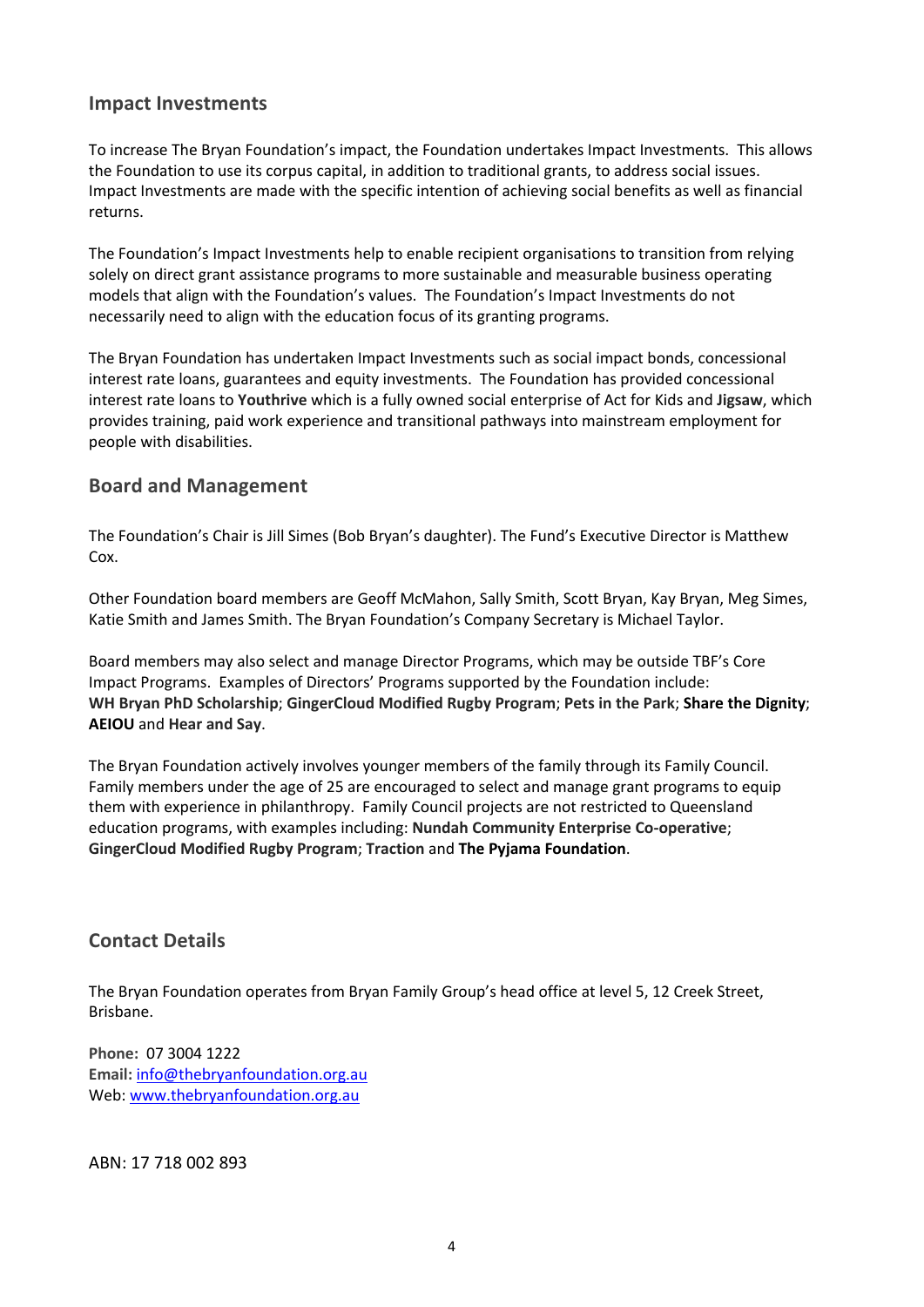## Impact Investments

To increase The Bryan Foundation's impact, the Foundation undertakes Impact Investments. This allows the Foundation to use its corpus capital, in addition to traditional grants, to address social issues. Impact Investments are made with the specific intention of achieving social benefits as well as financial returns.

The Foundation's Impact Investments help to enable recipient organisations to transition from relying solely on direct grant assistance programs to more sustainable and measurable business operating models that align with the Foundation's values. The Foundation's Impact Investments do not necessarily need to align with the education focus of its granting programs.

The Bryan Foundation has undertaken Impact Investments such as social impact bonds, concessional interest rate loans, guarantees and equity investments. The Foundation has provided concessional interest rate loans to **Youthrive** which is a fully owned social enterprise of Act for Kids and **Jigsaw**, which provides training, paid work experience and transitional pathways into mainstream employment for people with disabilities.

## Board and Management

The Foundation's Chair is Jill Simes (Bob Bryan's daughter). The Fund's Executive Director is Matthew Cox.

Other Foundation board members are Geoff McMahon, Sally Smith, Scott Bryan, Kay Bryan, Meg Simes, Katie Smith and James Smith. The Bryan Foundation's Company Secretary is Michael Taylor.

Board members may also select and manage Director Programs, which may be outside TBF's Core Impact Programs. Examples of Directors' Programs supported by the Foundation include: **WH Bryan PhD Scholarship**; **GingerCloud Modified Rugby Program**; **Pets in the Park**; **Share the Dignity**; **AEIOU** and **Hear and Say**.

The Bryan Foundation actively involves younger members of the family through its Family Council. Family members under the age of 25 are encouraged to select and manage grant programs to equip them with experience in philanthropy. Family Council projects are not restricted to Queensland education programs, with examples including: **Nundah Community Enterprise Co-operative**; **GingerCloud Modified Rugby Program**; **Traction** and **The Pyjama Foundation**.

## Contact Details

The Bryan Foundation operates from Bryan Family Group's head office at level 5, 12 Creek Street, Brisbane.

**Phone:** 07 3004 1222
**Email:** info@thebryanfoundation.org.au
Web: www.thebryanfoundation.org.au

ABN: 17 718 002 893